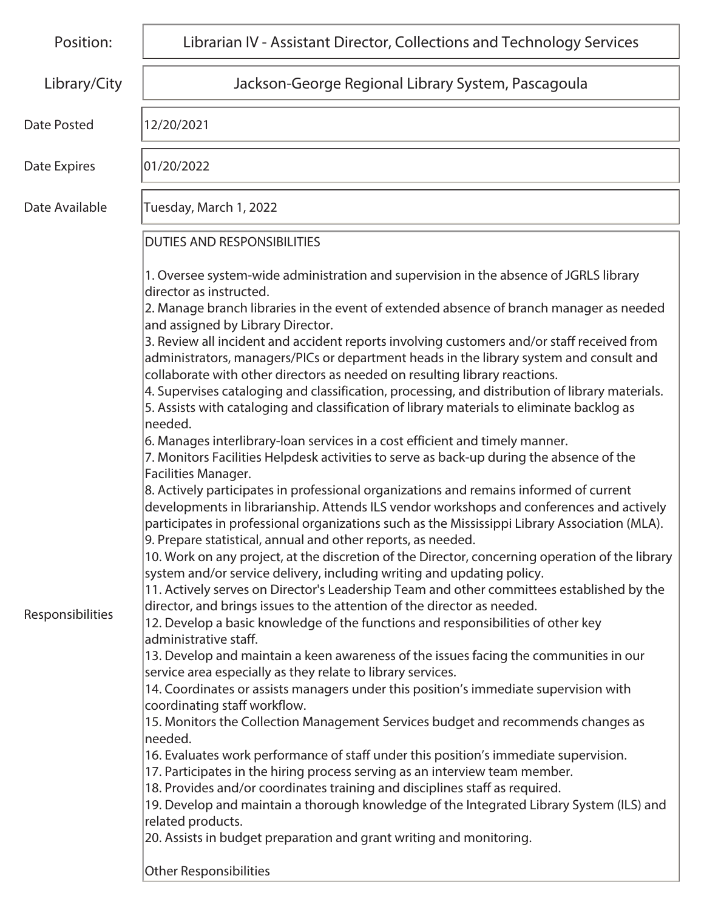| | |
|---|---|
| Position: | Librarian IV - Assistant Director, Collections and Technology Services |
| Library/City | Jackson-George Regional Library System, Pascagoula |
| Date Posted | 12/20/2021 |
| Date Expires | 01/20/2022 |
| Date Available | Tuesday, March 1, 2022 |

**Responsibilities**

DUTIES AND RESPONSIBILITIES

1. Oversee system-wide administration and supervision in the absence of JGRLS library director as instructed.
2. Manage branch libraries in the event of extended absence of branch manager as needed and assigned by Library Director.
3. Review all incident and accident reports involving customers and/or staff received from administrators, managers/PICs or department heads in the library system and consult and collaborate with other directors as needed on resulting library reactions.
4. Supervises cataloging and classification, processing, and distribution of library materials.
5. Assists with cataloging and classification of library materials to eliminate backlog as needed.
6. Manages interlibrary-loan services in a cost efficient and timely manner.
7. Monitors Facilities Helpdesk activities to serve as back-up during the absence of the Facilities Manager.
8. Actively participates in professional organizations and remains informed of current developments in librarianship. Attends ILS vendor workshops and conferences and actively participates in professional organizations such as the Mississippi Library Association (MLA).
9. Prepare statistical, annual and other reports, as needed.
10. Work on any project, at the discretion of the Director, concerning operation of the library system and/or service delivery, including writing and updating policy.
11. Actively serves on Director's Leadership Team and other committees established by the director, and brings issues to the attention of the director as needed.
12. Develop a basic knowledge of the functions and responsibilities of other key administrative staff.
13. Develop and maintain a keen awareness of the issues facing the communities in our service area especially as they relate to library services.
14. Coordinates or assists managers under this position's immediate supervision with coordinating staff workflow.
15. Monitors the Collection Management Services budget and recommends changes as needed.
16. Evaluates work performance of staff under this position's immediate supervision.
17. Participates in the hiring process serving as an interview team member.
18. Provides and/or coordinates training and disciplines staff as required.
19. Develop and maintain a thorough knowledge of the Integrated Library System (ILS) and related products.
20. Assists in budget preparation and grant writing and monitoring.

Other Responsibilities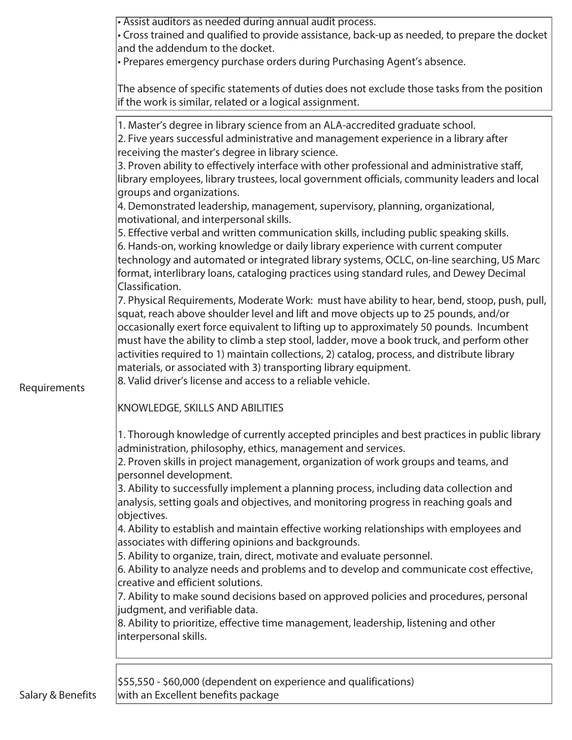- Assist auditors as needed during annual audit process.
- Cross trained and qualified to provide assistance, back-up as needed, to prepare the docket and the addendum to the docket.
- Prepares emergency purchase orders during Purchasing Agent's absence.

The absence of specific statements of duties does not exclude those tasks from the position if the work is similar, related or a logical assignment.

## Requirements

1. Master's degree in library science from an ALA-accredited graduate school.
2. Five years successful administrative and management experience in a library after receiving the master's degree in library science.
3. Proven ability to effectively interface with other professional and administrative staff, library employees, library trustees, local government officials, community leaders and local groups and organizations.
4. Demonstrated leadership, management, supervisory, planning, organizational, motivational, and interpersonal skills.
5. Effective verbal and written communication skills, including public speaking skills.
6. Hands-on, working knowledge or daily library experience with current computer technology and automated or integrated library systems, OCLC, on-line searching, US Marc format, interlibrary loans, cataloging practices using standard rules, and Dewey Decimal Classification.
7. Physical Requirements, Moderate Work: must have ability to hear, bend, stoop, push, pull, squat, reach above shoulder level and lift and move objects up to 25 pounds, and/or occasionally exert force equivalent to lifting up to approximately 50 pounds. Incumbent must have the ability to climb a step stool, ladder, move a book truck, and perform other activities required to 1) maintain collections, 2) catalog, process, and distribute library materials, or associated with 3) transporting library equipment.
8. Valid driver's license and access to a reliable vehicle.

KNOWLEDGE, SKILLS AND ABILITIES

1. Thorough knowledge of currently accepted principles and best practices in public library administration, philosophy, ethics, management and services.
2. Proven skills in project management, organization of work groups and teams, and personnel development.
3. Ability to successfully implement a planning process, including data collection and analysis, setting goals and objectives, and monitoring progress in reaching goals and objectives.
4. Ability to establish and maintain effective working relationships with employees and associates with differing opinions and backgrounds.
5. Ability to organize, train, direct, motivate and evaluate personnel.
6. Ability to analyze needs and problems and to develop and communicate cost effective, creative and efficient solutions.
7. Ability to make sound decisions based on approved policies and procedures, personal judgment, and verifiable data.
8. Ability to prioritize, effective time management, leadership, listening and other interpersonal skills.

## Salary & Benefits

$55,550 - $60,000 (dependent on experience and qualifications) with an Excellent benefits package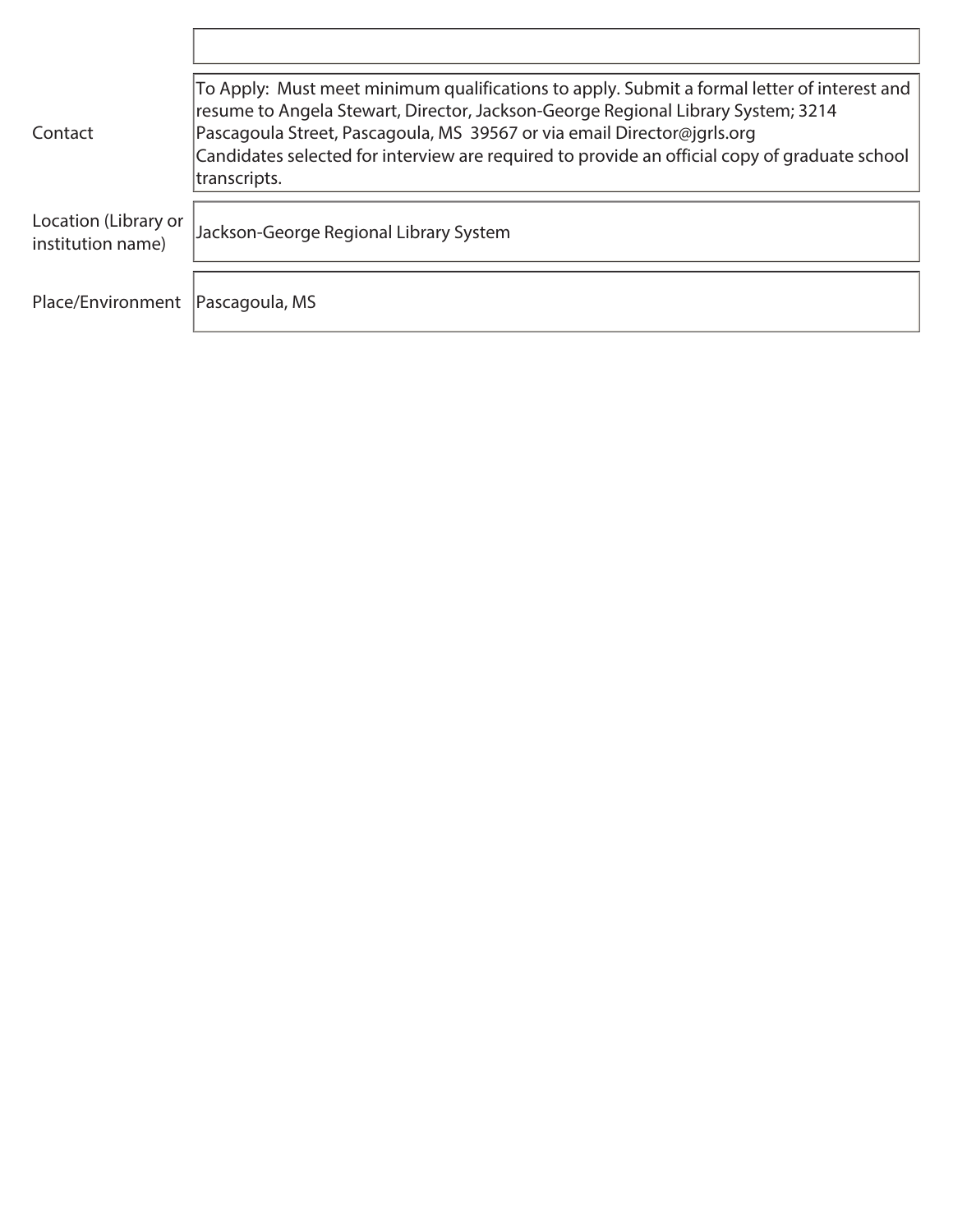| | |
|---|---|
| | |
| Contact | To Apply: Must meet minimum qualifications to apply. Submit a formal letter of interest and resume to Angela Stewart, Director, Jackson-George Regional Library System; 3214 Pascagoula Street, Pascagoula, MS 39567 or via email Director@jgrls.org<br>Candidates selected for interview are required to provide an official copy of graduate school transcripts. |
| Location (Library or institution name) | Jackson-George Regional Library System |
| Place/Environment | Pascagoula, MS |